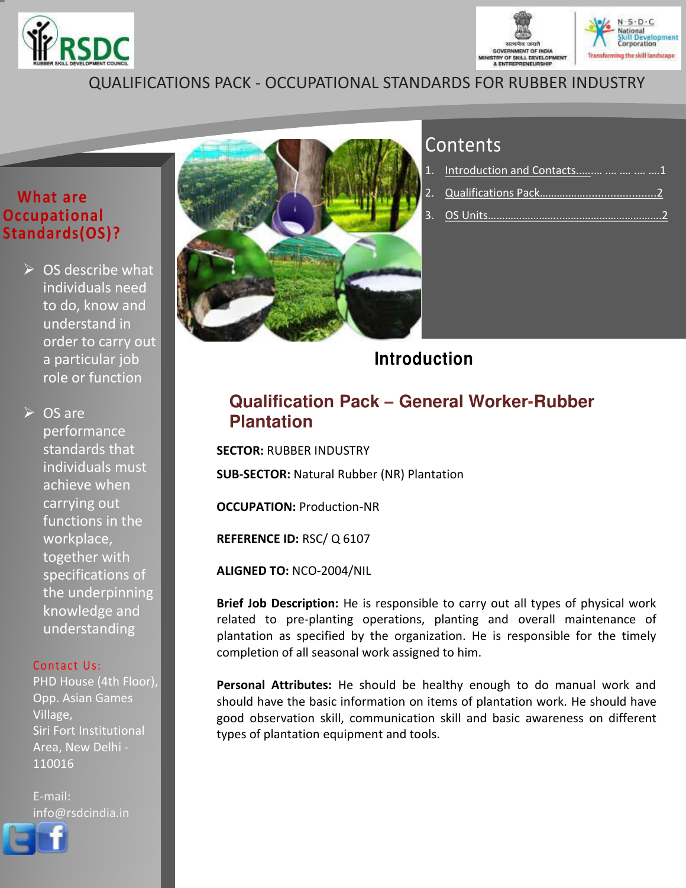QUALIFICATIONS PACK - OCCUPATIONAL STANDARDS FOR RUBBER INDUSTRY

## What are Occupational Standards(OS)?

- OS describe what individuals need to do, know and understand in order to carry out a particular job role or function
- OS are performance standards that individuals must achieve when carrying out functions in the workplace, together with specifications of the underpinning knowledge and understanding

Contact Us:
PHD House (4th Floor), Opp. Asian Games Village,
Siri Fort Institutional Area, New Delhi - 110016

E-mail: info@rsdcindia.in

## Contents

1. Introduction and Contacts………. …. …. …. ….1
2. Qualifications Pack…………………………………2
3. OS Units……………………………………………………2

# Introduction

## Qualification Pack – General Worker-Rubber Plantation

**SECTOR:** RUBBER INDUSTRY

**SUB-SECTOR:** Natural Rubber (NR) Plantation

**OCCUPATION:** Production-NR

**REFERENCE ID:** RSC/ Q 6107

**ALIGNED TO:** NCO-2004/NIL

**Brief Job Description:** He is responsible to carry out all types of physical work related to pre-planting operations, planting and overall maintenance of plantation as specified by the organization. He is responsible for the timely completion of all seasonal work assigned to him.

**Personal Attributes:** He should be healthy enough to do manual work and should have the basic information on items of plantation work. He should have good observation skill, communication skill and basic awareness on different types of plantation equipment and tools.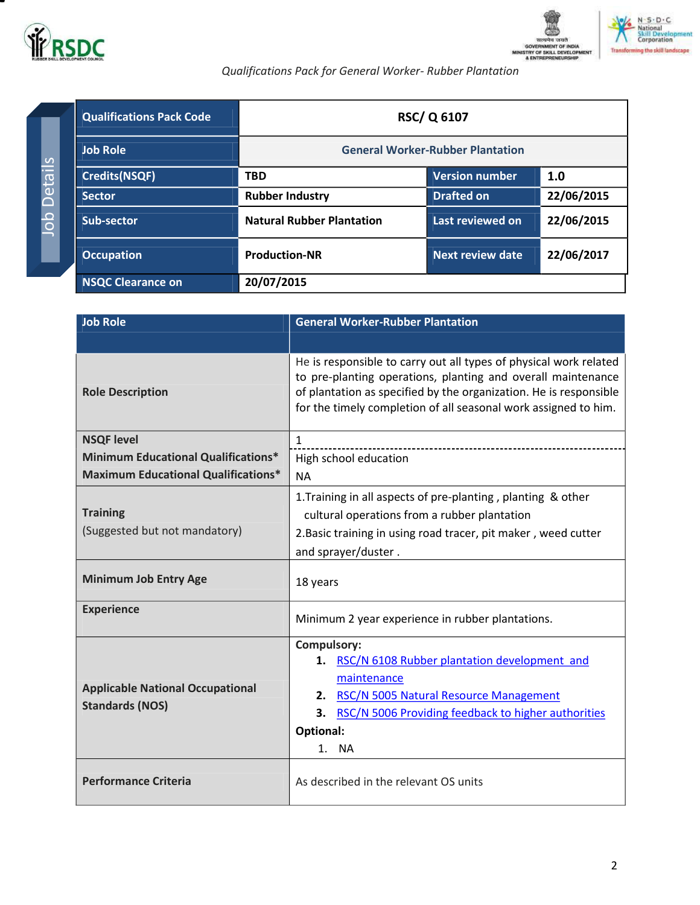*Qualifications Pack for General Worker- Rubber Plantation*

**Job Details**

| Qualifications Pack Code | RSC/ Q 6107 | | |
|---|---|---|---|
| Job Role | General Worker-Rubber Plantation | | |
| Credits(NSQF) | TBD | Version number | 1.0 |
| Sector | Rubber Industry | Drafted on | 22/06/2015 |
| Sub-sector | Natural Rubber Plantation | Last reviewed on | 22/06/2015 |
| Occupation | Production-NR | Next review date | 22/06/2017 |
| NSQC Clearance on | 20/07/2015 | | |

| Job Role | General Worker-Rubber Plantation |
|---|---|
| Role Description | He is responsible to carry out all types of physical work related to pre-planting operations, planting and overall maintenance of plantation as specified by the organization. He is responsible for the timely completion of all seasonal work assigned to him. |
| NSQF level | 1 |
| Minimum Educational Qualifications* | High school education |
| Maximum Educational Qualifications* | NA |
| Training (Suggested but not mandatory) | 1.Training in all aspects of pre-planting , planting & other cultural operations from a rubber plantation<br>2.Basic training in using road tracer, pit maker , weed cutter and sprayer/duster . |
| Minimum Job Entry Age | 18 years |
| Experience | Minimum 2 year experience in rubber plantations. |
| Applicable National Occupational Standards (NOS) | **Compulsory:**<br>1. RSC/N 6108 Rubber plantation development and maintenance<br>2. RSC/N 5005 Natural Resource Management<br>3. RSC/N 5006 Providing feedback to higher authorities<br>**Optional:**<br>1. NA |
| Performance Criteria | As described in the relevant OS units |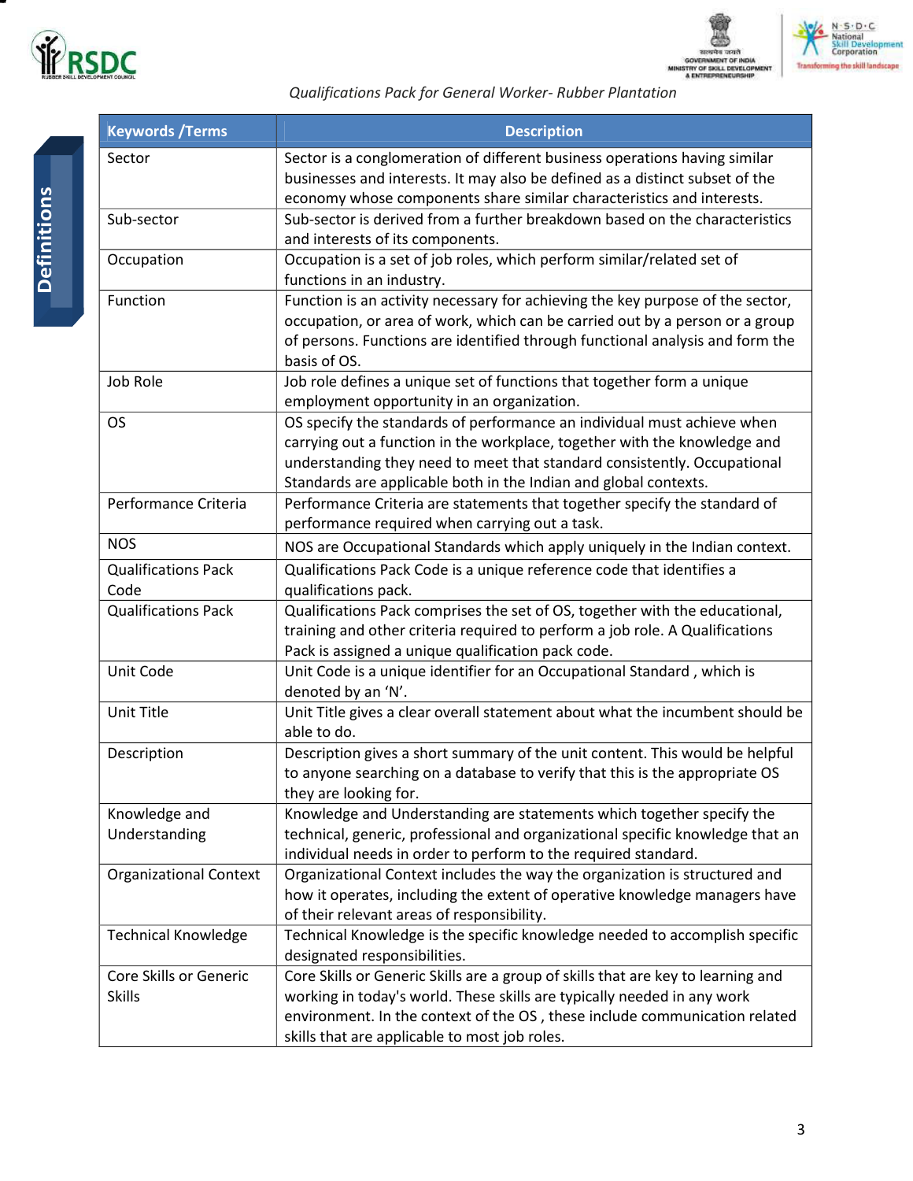*Qualifications Pack for General Worker- Rubber Plantation*

## Definitions

| Keywords /Terms | Description |
|---|---|
| Sector | Sector is a conglomeration of different business operations having similar businesses and interests. It may also be defined as a distinct subset of the economy whose components share similar characteristics and interests. |
| Sub-sector | Sub-sector is derived from a further breakdown based on the characteristics and interests of its components. |
| Occupation | Occupation is a set of job roles, which perform similar/related set of functions in an industry. |
| Function | Function is an activity necessary for achieving the key purpose of the sector, occupation, or area of work, which can be carried out by a person or a group of persons. Functions are identified through functional analysis and form the basis of OS. |
| Job Role | Job role defines a unique set of functions that together form a unique employment opportunity in an organization. |
| OS | OS specify the standards of performance an individual must achieve when carrying out a function in the workplace, together with the knowledge and understanding they need to meet that standard consistently. Occupational Standards are applicable both in the Indian and global contexts. |
| Performance Criteria | Performance Criteria are statements that together specify the standard of performance required when carrying out a task. |
| NOS | NOS are Occupational Standards which apply uniquely in the Indian context. |
| Qualifications Pack Code | Qualifications Pack Code is a unique reference code that identifies a qualifications pack. |
| Qualifications Pack | Qualifications Pack comprises the set of OS, together with the educational, training and other criteria required to perform a job role. A Qualifications Pack is assigned a unique qualification pack code. |
| Unit Code | Unit Code is a unique identifier for an Occupational Standard , which is denoted by an 'N'. |
| Unit Title | Unit Title gives a clear overall statement about what the incumbent should be able to do. |
| Description | Description gives a short summary of the unit content. This would be helpful to anyone searching on a database to verify that this is the appropriate OS they are looking for. |
| Knowledge and Understanding | Knowledge and Understanding are statements which together specify the technical, generic, professional and organizational specific knowledge that an individual needs in order to perform to the required standard. |
| Organizational Context | Organizational Context includes the way the organization is structured and how it operates, including the extent of operative knowledge managers have of their relevant areas of responsibility. |
| Technical Knowledge | Technical Knowledge is the specific knowledge needed to accomplish specific designated responsibilities. |
| Core Skills or Generic Skills | Core Skills or Generic Skills are a group of skills that are key to learning and working in today's world. These skills are typically needed in any work environment. In the context of the OS , these include communication related skills that are applicable to most job roles. |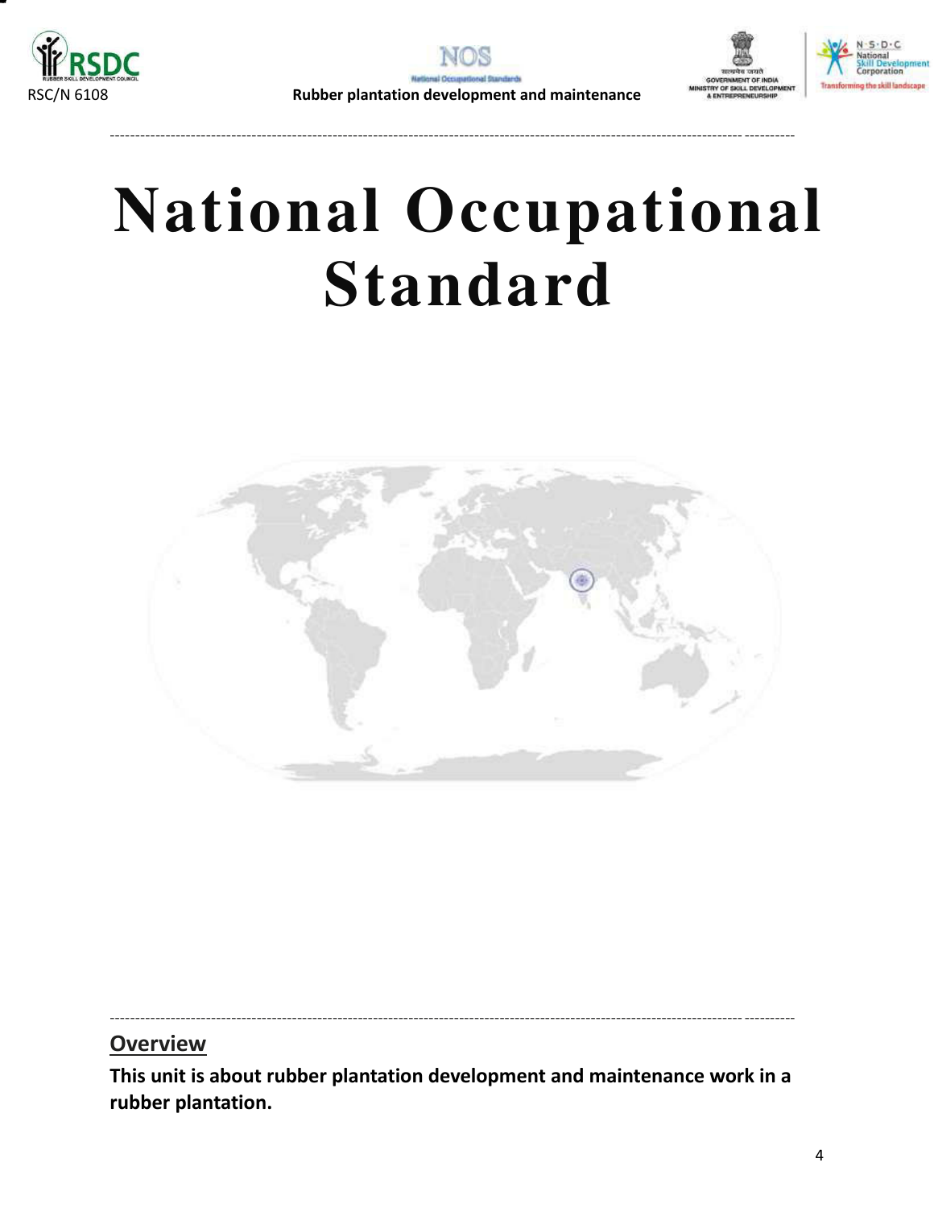# National Occupational Standard

## Overview

**This unit is about rubber plantation development and maintenance work in a rubber plantation.**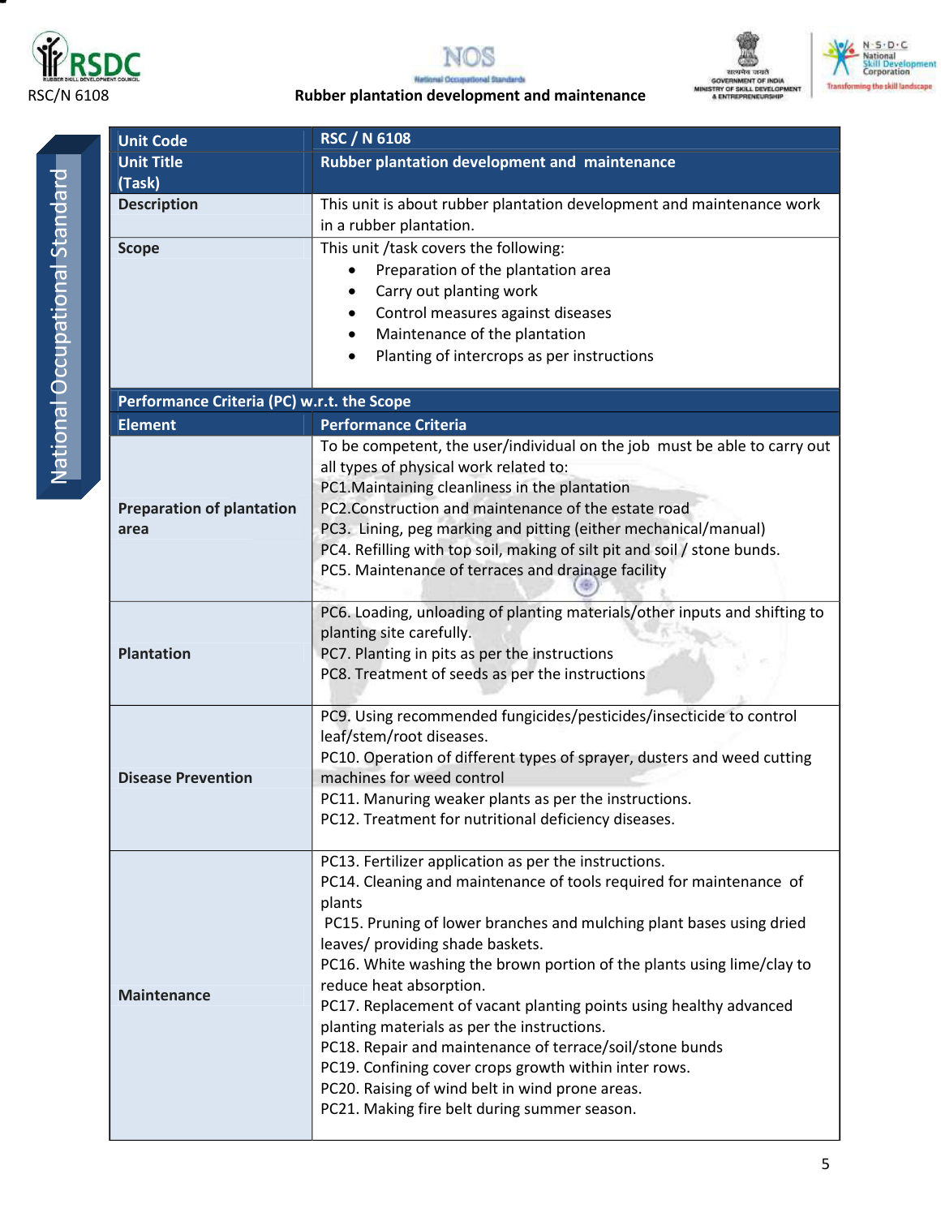| Unit Code | RSC / N 6108 |
|---|---|
| Unit Title (Task) | Rubber plantation development and maintenance |
| Description | This unit is about rubber plantation development and maintenance work in a rubber plantation. |
| Scope | This unit /task covers the following:<br>• Preparation of the plantation area<br>• Carry out planting work<br>• Control measures against diseases<br>• Maintenance of the plantation<br>• Planting of intercrops as per instructions |
| **Performance Criteria (PC) w.r.t. the Scope** | |
| **Element** | **Performance Criteria** |
| Preparation of plantation area | To be competent, the user/individual on the job must be able to carry out all types of physical work related to:<br>PC1.Maintaining cleanliness in the plantation<br>PC2.Construction and maintenance of the estate road<br>PC3. Lining, peg marking and pitting (either mechanical/manual)<br>PC4. Refilling with top soil, making of silt pit and soil / stone bunds.<br>PC5. Maintenance of terraces and drainage facility |
| Plantation | PC6. Loading, unloading of planting materials/other inputs and shifting to planting site carefully.<br>PC7. Planting in pits as per the instructions<br>PC8. Treatment of seeds as per the instructions |
| Disease Prevention | PC9. Using recommended fungicides/pesticides/insecticide to control leaf/stem/root diseases.<br>PC10. Operation of different types of sprayer, dusters and weed cutting machines for weed control<br>PC11. Manuring weaker plants as per the instructions.<br>PC12. Treatment for nutritional deficiency diseases. |
| Maintenance | PC13. Fertilizer application as per the instructions.<br>PC14. Cleaning and maintenance of tools required for maintenance of plants<br>PC15. Pruning of lower branches and mulching plant bases using dried leaves/ providing shade baskets.<br>PC16. White washing the brown portion of the plants using lime/clay to reduce heat absorption.<br>PC17. Replacement of vacant planting points using healthy advanced planting materials as per the instructions.<br>PC18. Repair and maintenance of terrace/soil/stone bunds<br>PC19. Confining cover crops growth within inter rows.<br>PC20. Raising of wind belt in wind prone areas.<br>PC21. Making fire belt during summer season. |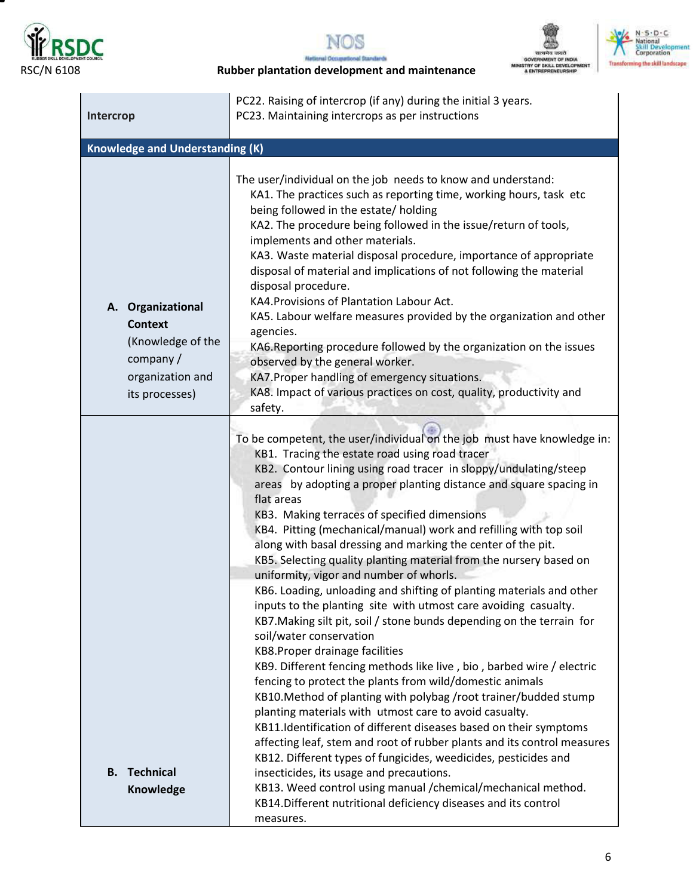| | |
|---|---|
| **Intercrop** | PC22. Raising of intercrop (if any) during the initial 3 years.<br>PC23. Maintaining intercrops as per instructions |
| **Knowledge and Understanding (K)** | |
| **A. Organizational Context** (Knowledge of the company / organization and its processes) | The user/individual on the job needs to know and understand:<br>KA1. The practices such as reporting time, working hours, task etc being followed in the estate/ holding<br>KA2. The procedure being followed in the issue/return of tools, implements and other materials.<br>KA3. Waste material disposal procedure, importance of appropriate disposal of material and implications of not following the material disposal procedure.<br>KA4.Provisions of Plantation Labour Act.<br>KA5. Labour welfare measures provided by the organization and other agencies.<br>KA6.Reporting procedure followed by the organization on the issues observed by the general worker.<br>KA7.Proper handling of emergency situations.<br>KA8. Impact of various practices on cost, quality, productivity and safety. |
| **B. Technical Knowledge** | To be competent, the user/individual on the job must have knowledge in:<br>KB1. Tracing the estate road using road tracer<br>KB2. Contour lining using road tracer in sloppy/undulating/steep areas by adopting a proper planting distance and square spacing in flat areas<br>KB3. Making terraces of specified dimensions<br>KB4. Pitting (mechanical/manual) work and refilling with top soil along with basal dressing and marking the center of the pit.<br>KB5. Selecting quality planting material from the nursery based on uniformity, vigor and number of whorls.<br>KB6. Loading, unloading and shifting of planting materials and other inputs to the planting site with utmost care avoiding casualty.<br>KB7.Making silt pit, soil / stone bunds depending on the terrain for soil/water conservation<br>KB8.Proper drainage facilities<br>KB9. Different fencing methods like live , bio , barbed wire / electric fencing to protect the plants from wild/domestic animals<br>KB10.Method of planting with polybag /root trainer/budded stump planting materials with utmost care to avoid casualty.<br>KB11.Identification of different diseases based on their symptoms affecting leaf, stem and root of rubber plants and its control measures<br>KB12. Different types of fungicides, weedicides, pesticides and insecticides, its usage and precautions.<br>KB13. Weed control using manual /chemical/mechanical method.<br>KB14.Different nutritional deficiency diseases and its control measures. |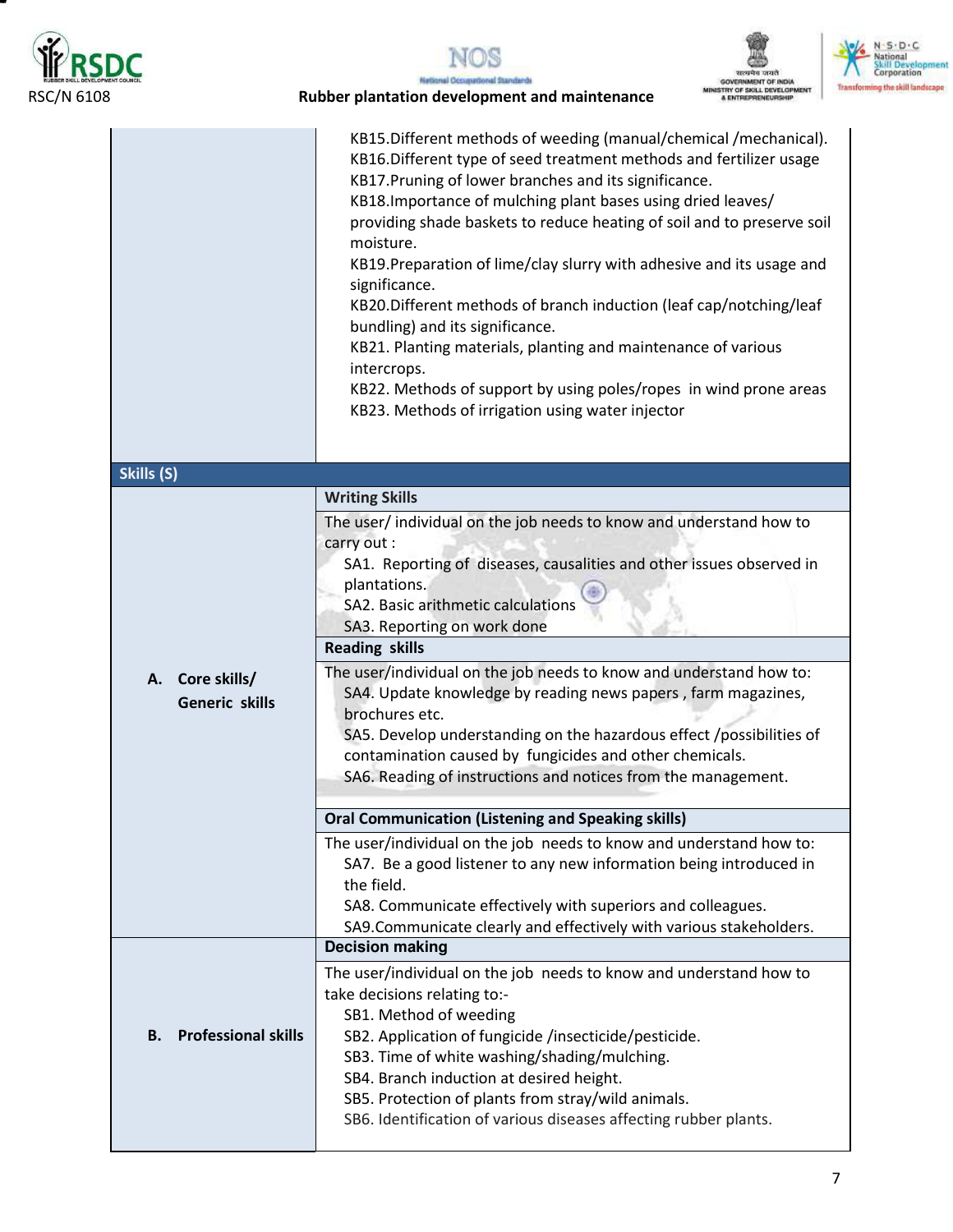|  |  |
|---|---|
|  | KB15.Different methods of weeding (manual/chemical /mechanical).<br>KB16.Different type of seed treatment methods and fertilizer usage<br>KB17.Pruning of lower branches and its significance.<br>KB18.Importance of mulching plant bases using dried leaves/ providing shade baskets to reduce heating of soil and to preserve soil moisture.<br>KB19.Preparation of lime/clay slurry with adhesive and its usage and significance.<br>KB20.Different methods of branch induction (leaf cap/notching/leaf bundling) and its significance.<br>KB21. Planting materials, planting and maintenance of various intercrops.<br>KB22. Methods of support by using poles/ropes in wind prone areas<br>KB23. Methods of irrigation using water injector |
| **Skills (S)** |  |
| **A. Core skills/ Generic skills** | **Writing Skills** |
|  | The user/ individual on the job needs to know and understand how to carry out :<br>SA1. Reporting of diseases, causalities and other issues observed in plantations.<br>SA2. Basic arithmetic calculations<br>SA3. Reporting on work done |
|  | **Reading skills** |
|  | The user/individual on the job needs to know and understand how to:<br>SA4. Update knowledge by reading news papers , farm magazines, brochures etc.<br>SA5. Develop understanding on the hazardous effect /possibilities of contamination caused by fungicides and other chemicals.<br>SA6. Reading of instructions and notices from the management. |
|  | **Oral Communication (Listening and Speaking skills)** |
|  | The user/individual on the job needs to know and understand how to:<br>SA7. Be a good listener to any new information being introduced in the field.<br>SA8. Communicate effectively with superiors and colleagues.<br>SA9.Communicate clearly and effectively with various stakeholders. |
| **B. Professional skills** | **Decision making** |
|  | The user/individual on the job needs to know and understand how to take decisions relating to:-<br>SB1. Method of weeding<br>SB2. Application of fungicide /insecticide/pesticide.<br>SB3. Time of white washing/shading/mulching.<br>SB4. Branch induction at desired height.<br>SB5. Protection of plants from stray/wild animals.<br>SB6. Identification of various diseases affecting rubber plants. |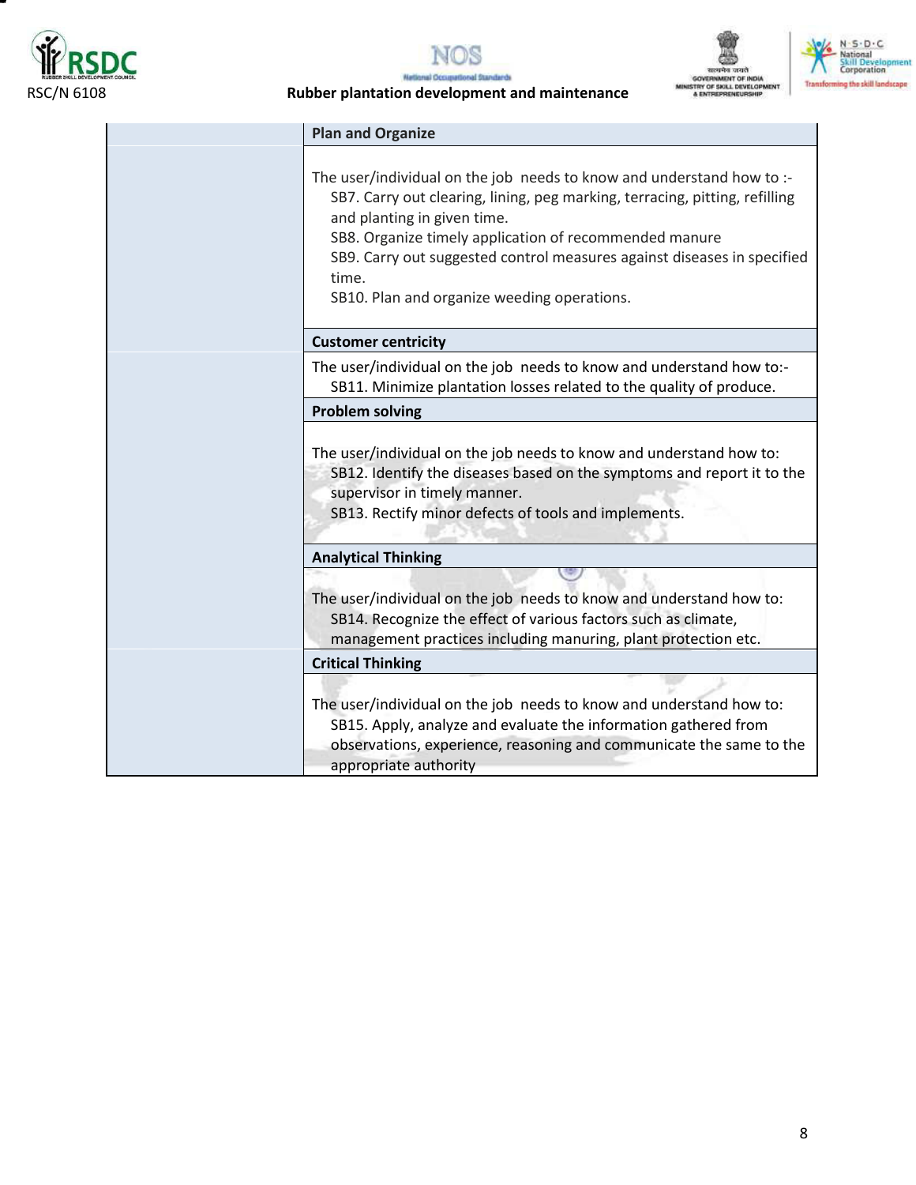| | |
|---|---|
| | **Plan and Organize** |
| | The user/individual on the job needs to know and understand how to :-<br>SB7. Carry out clearing, lining, peg marking, terracing, pitting, refilling and planting in given time.<br>SB8. Organize timely application of recommended manure<br>SB9. Carry out suggested control measures against diseases in specified time.<br>SB10. Plan and organize weeding operations. |
| | **Customer centricity** |
| | The user/individual on the job needs to know and understand how to:-<br>SB11. Minimize plantation losses related to the quality of produce. |
| | **Problem solving** |
| | The user/individual on the job needs to know and understand how to:<br>SB12. Identify the diseases based on the symptoms and report it to the supervisor in timely manner.<br>SB13. Rectify minor defects of tools and implements. |
| | **Analytical Thinking** |
| | The user/individual on the job needs to know and understand how to:<br>SB14. Recognize the effect of various factors such as climate, management practices including manuring, plant protection etc. |
| | **Critical Thinking** |
| | The user/individual on the job needs to know and understand how to:<br>SB15. Apply, analyze and evaluate the information gathered from observations, experience, reasoning and communicate the same to the appropriate authority |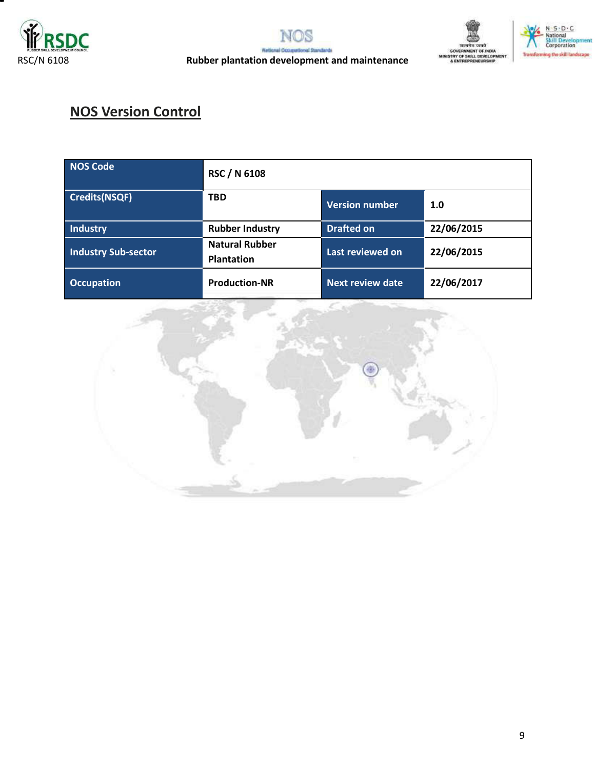## NOS Version Control

| NOS Code | RSC / N 6108 | | |
|---|---|---|---|
| Credits(NSQF) | TBD | Version number | 1.0 |
| Industry | Rubber Industry | Drafted on | 22/06/2015 |
| Industry Sub-sector | Natural Rubber Plantation | Last reviewed on | 22/06/2015 |
| Occupation | Production-NR | Next review date | 22/06/2017 |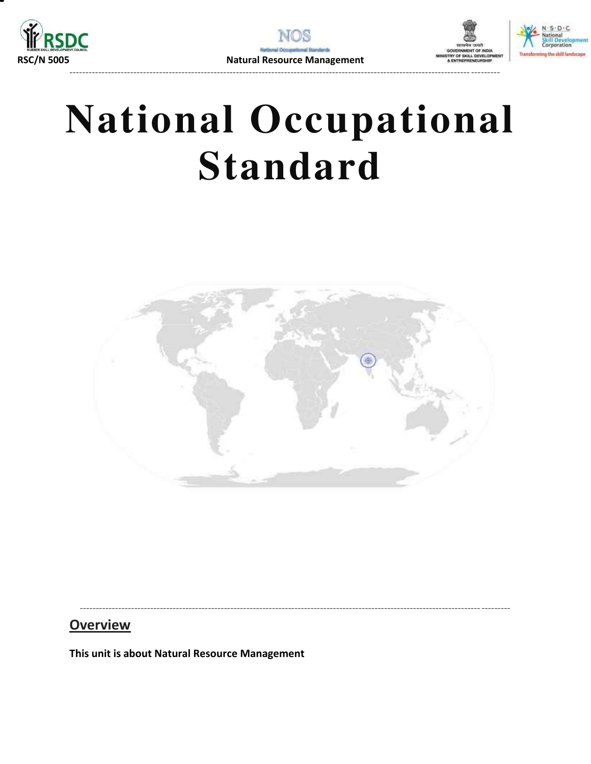# National Occupational Standard

## Overview

**This unit is about Natural Resource Management**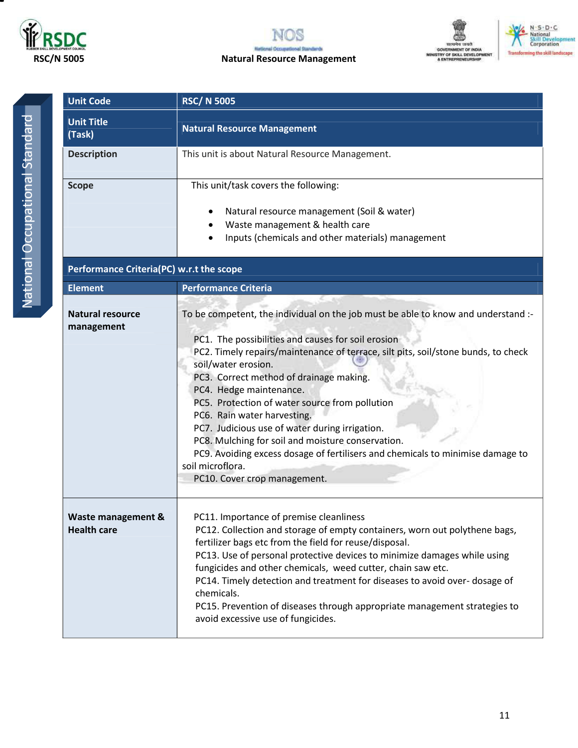| Unit Code | RSC/ N 5005 |
|---|---|
| Unit Title (Task) | Natural Resource Management |
| Description | This unit is about Natural Resource Management. |
| Scope | This unit/task covers the following:<br><br>• Natural resource management (Soil & water)<br>• Waste management & health care<br>• Inputs (chemicals and other materials) management |
| **Performance Criteria(PC) w.r.t the scope** | |
| **Element** | **Performance Criteria** |
| **Natural resource management** | To be competent, the individual on the job must be able to know and understand :-<br><br>PC1. The possibilities and causes for soil erosion<br>PC2. Timely repairs/maintenance of terrace, silt pits, soil/stone bunds, to check soil/water erosion.<br>PC3. Correct method of drainage making.<br>PC4. Hedge maintenance.<br>PC5. Protection of water source from pollution<br>PC6. Rain water harvesting.<br>PC7. Judicious use of water during irrigation.<br>PC8. Mulching for soil and moisture conservation.<br>PC9. Avoiding excess dosage of fertilisers and chemicals to minimise damage to soil microflora.<br>PC10. Cover crop management. |
| **Waste management & Health care** | PC11. Importance of premise cleanliness<br>PC12. Collection and storage of empty containers, worn out polythene bags, fertilizer bags etc from the field for reuse/disposal.<br>PC13. Use of personal protective devices to minimize damages while using fungicides and other chemicals, weed cutter, chain saw etc.<br>PC14. Timely detection and treatment for diseases to avoid over- dosage of chemicals.<br>PC15. Prevention of diseases through appropriate management strategies to avoid excessive use of fungicides. |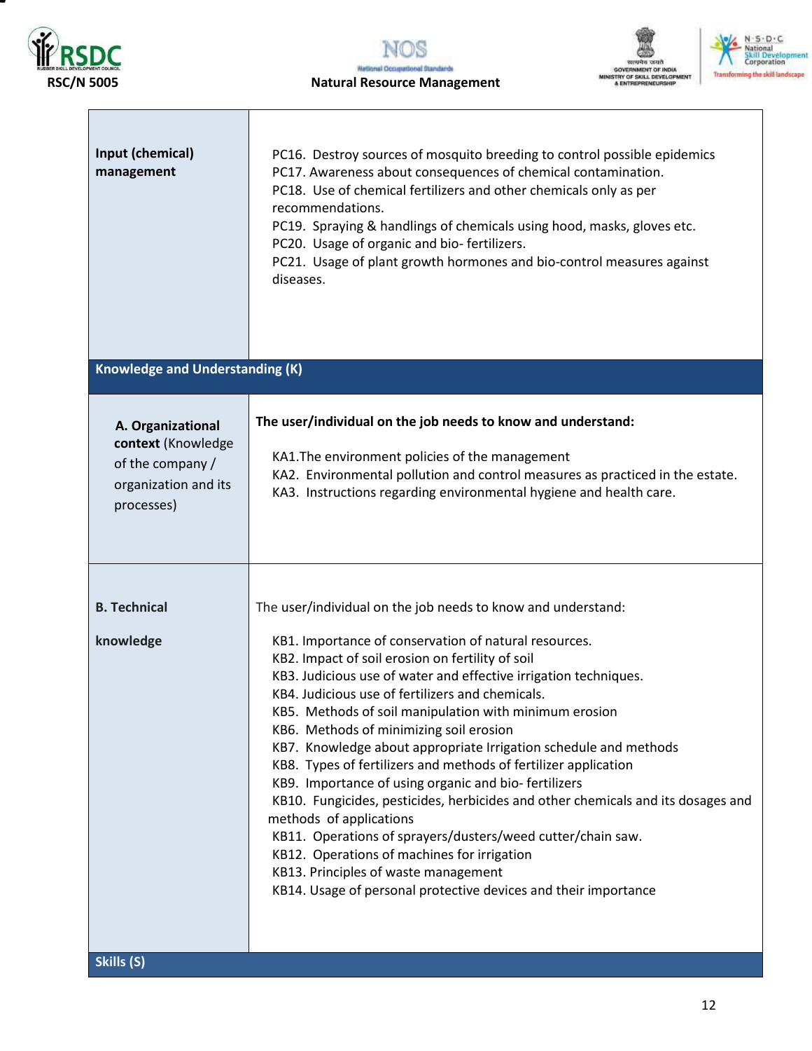| | |
|---|---|
| **Input (chemical) management** | PC16. Destroy sources of mosquito breeding to control possible epidemics<br>PC17. Awareness about consequences of chemical contamination.<br>PC18. Use of chemical fertilizers and other chemicals only as per recommendations.<br>PC19. Spraying & handlings of chemicals using hood, masks, gloves etc.<br>PC20. Usage of organic and bio- fertilizers.<br>PC21. Usage of plant growth hormones and bio-control measures against diseases. |
| **Knowledge and Understanding (K)** | |
| **A. Organizational context** (Knowledge of the company / organization and its processes) | **The user/individual on the job needs to know and understand:**<br>KA1.The environment policies of the management<br>KA2. Environmental pollution and control measures as practiced in the estate.<br>KA3. Instructions regarding environmental hygiene and health care. |
| **B. Technical knowledge** | The user/individual on the job needs to know and understand:<br>KB1. Importance of conservation of natural resources.<br>KB2. Impact of soil erosion on fertility of soil<br>KB3. Judicious use of water and effective irrigation techniques.<br>KB4. Judicious use of fertilizers and chemicals.<br>KB5. Methods of soil manipulation with minimum erosion<br>KB6. Methods of minimizing soil erosion<br>KB7. Knowledge about appropriate Irrigation schedule and methods<br>KB8. Types of fertilizers and methods of fertilizer application<br>KB9. Importance of using organic and bio- fertilizers<br>KB10. Fungicides, pesticides, herbicides and other chemicals and its dosages and methods of applications<br>KB11. Operations of sprayers/dusters/weed cutter/chain saw.<br>KB12. Operations of machines for irrigation<br>KB13. Principles of waste management<br>KB14. Usage of personal protective devices and their importance |
| **Skills (S)** | |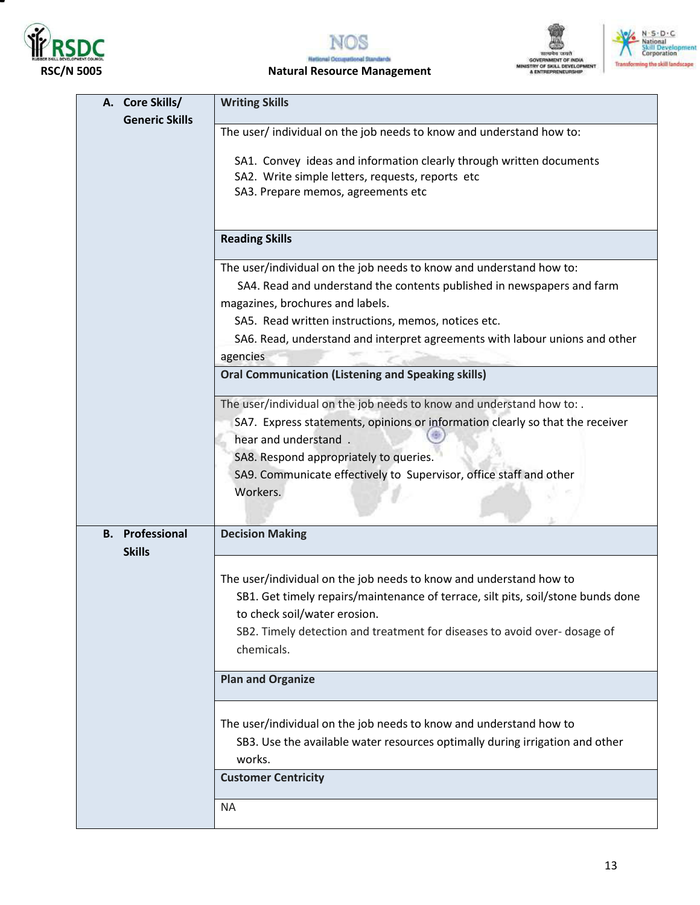| | |
|---|---|
| **A. Core Skills/ Generic Skills** | **Writing Skills** |
| | The user/ individual on the job needs to know and understand how to:<br><br>SA1. Convey ideas and information clearly through written documents<br>SA2. Write simple letters, requests, reports etc<br>SA3. Prepare memos, agreements etc |
| | **Reading Skills** |
| | The user/individual on the job needs to know and understand how to:<br>SA4. Read and understand the contents published in newspapers and farm magazines, brochures and labels.<br>SA5. Read written instructions, memos, notices etc.<br>SA6. Read, understand and interpret agreements with labour unions and other agencies |
| | **Oral Communication (Listening and Speaking skills)** |
| | The user/individual on the job needs to know and understand how to: .<br>SA7. Express statements, opinions or information clearly so that the receiver hear and understand .<br>SA8. Respond appropriately to queries.<br>SA9. Communicate effectively to Supervisor, office staff and other Workers. |
| **B. Professional Skills** | **Decision Making** |
| | The user/individual on the job needs to know and understand how to<br>SB1. Get timely repairs/maintenance of terrace, silt pits, soil/stone bunds done to check soil/water erosion.<br>SB2. Timely detection and treatment for diseases to avoid over- dosage of chemicals. |
| | **Plan and Organize** |
| | The user/individual on the job needs to know and understand how to<br>SB3. Use the available water resources optimally during irrigation and other works. |
| | **Customer Centricity** |
| | NA |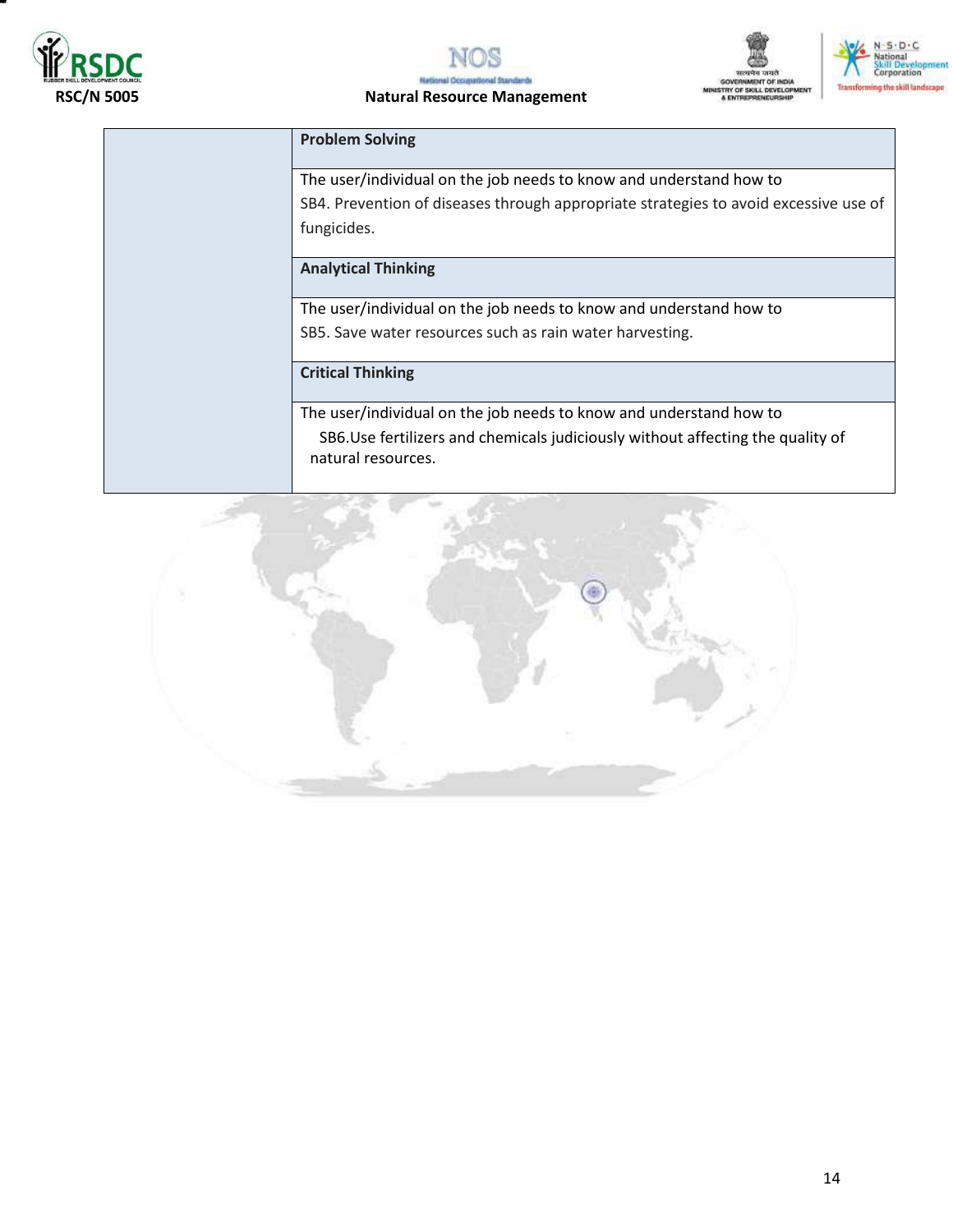| | |
|---|---|
| | **Problem Solving** |
| | The user/individual on the job needs to know and understand how to<br>SB4. Prevention of diseases through appropriate strategies to avoid excessive use of fungicides. |
| | **Analytical Thinking** |
| | The user/individual on the job needs to know and understand how to<br>SB5. Save water resources such as rain water harvesting. |
| | **Critical Thinking** |
| | The user/individual on the job needs to know and understand how to<br>SB6.Use fertilizers and chemicals judiciously without affecting the quality of natural resources. |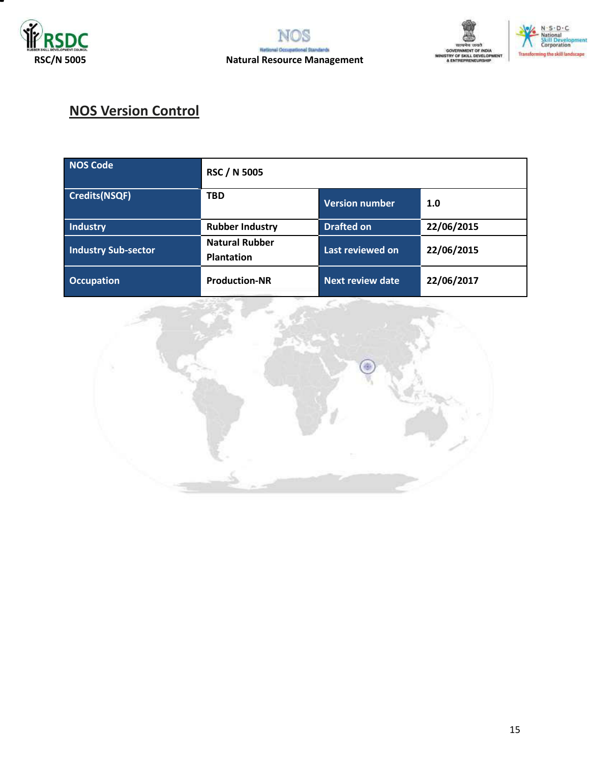## NOS Version Control

| NOS Code | RSC / N 5005 | | |
|---|---|---|---|
| Credits(NSQF) | TBD | Version number | 1.0 |
| Industry | Rubber Industry | Drafted on | 22/06/2015 |
| Industry Sub-sector | Natural Rubber Plantation | Last reviewed on | 22/06/2015 |
| Occupation | Production-NR | Next review date | 22/06/2017 |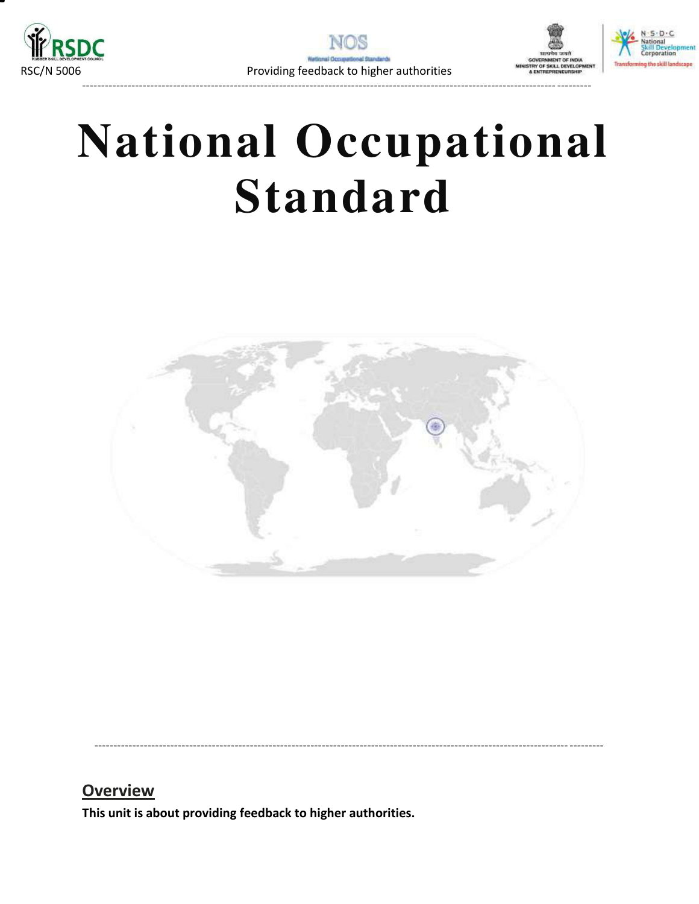# National Occupational Standard

## Overview

**This unit is about providing feedback to higher authorities.**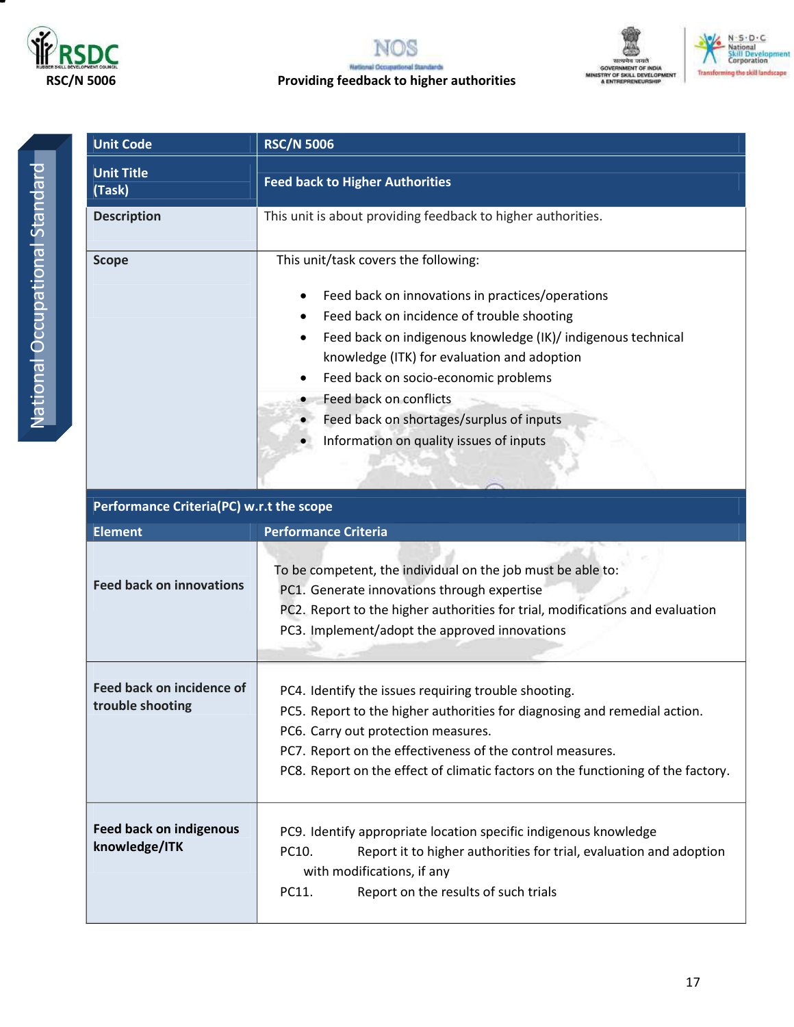| Unit Code | RSC/N 5006 |
|---|---|
| Unit Title (Task) | Feed back to Higher Authorities |
| Description | This unit is about providing feedback to higher authorities. |
| Scope | This unit/task covers the following:<br><br>• Feed back on innovations in practices/operations<br>• Feed back on incidence of trouble shooting<br>• Feed back on indigenous knowledge (IK)/ indigenous technical knowledge (ITK) for evaluation and adoption<br>• Feed back on socio-economic problems<br>• Feed back on conflicts<br>• Feed back on shortages/surplus of inputs<br>• Information on quality issues of inputs |
| **Performance Criteria(PC) w.r.t the scope** | |
| **Element** | **Performance Criteria** |
| **Feed back on innovations** | To be competent, the individual on the job must be able to:<br>PC1. Generate innovations through expertise<br>PC2. Report to the higher authorities for trial, modifications and evaluation<br>PC3. Implement/adopt the approved innovations |
| **Feed back on incidence of trouble shooting** | PC4. Identify the issues requiring trouble shooting.<br>PC5. Report to the higher authorities for diagnosing and remedial action.<br>PC6. Carry out protection measures.<br>PC7. Report on the effectiveness of the control measures.<br>PC8. Report on the effect of climatic factors on the functioning of the factory. |
| **Feed back on indigenous knowledge/ITK** | PC9. Identify appropriate location specific indigenous knowledge<br>PC10. Report it to higher authorities for trial, evaluation and adoption with modifications, if any<br>PC11. Report on the results of such trials |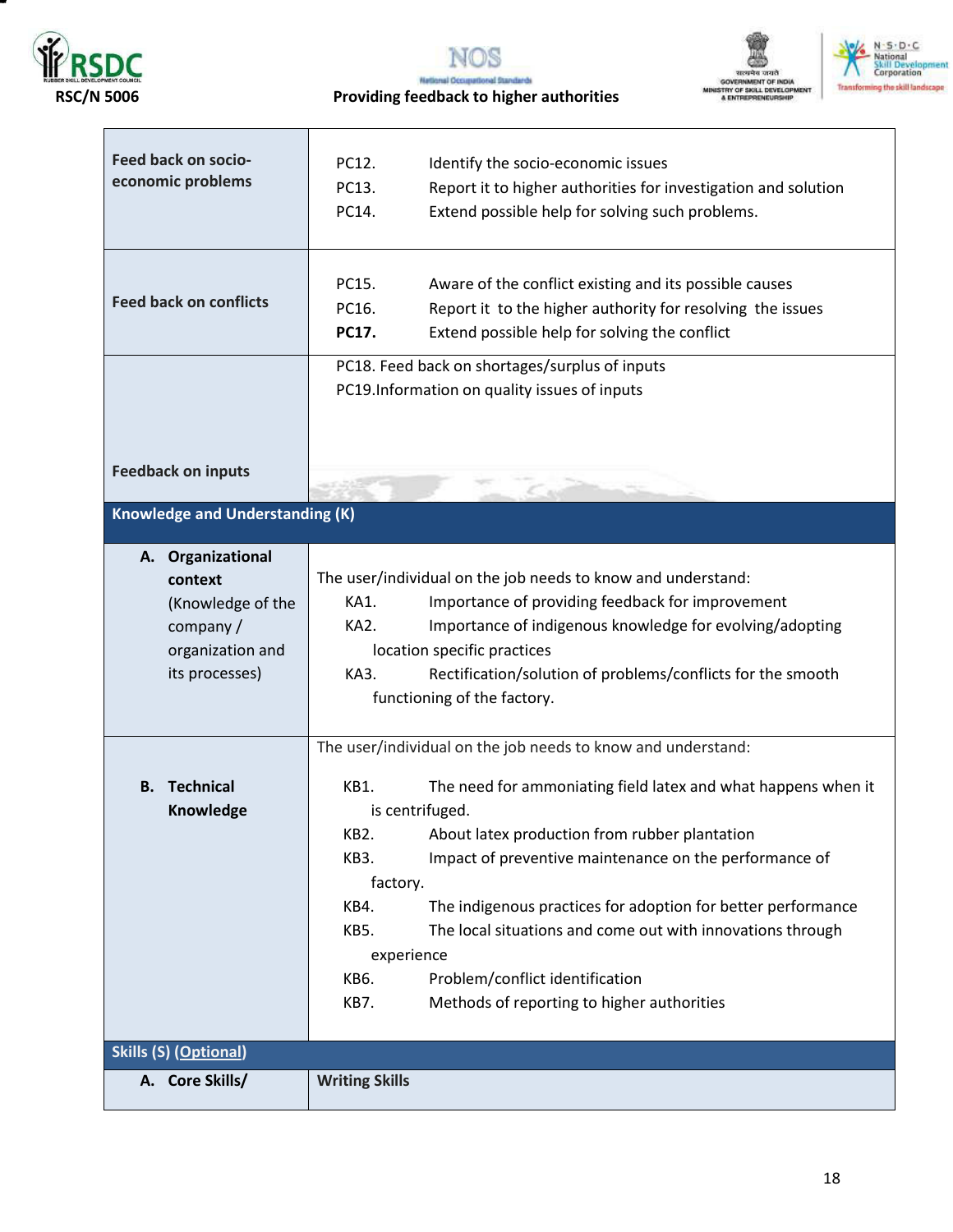| | |
|---|---|
| **Feed back on socio-economic problems** | PC12. Identify the socio-economic issues<br>PC13. Report it to higher authorities for investigation and solution<br>PC14. Extend possible help for solving such problems. |
| **Feed back on conflicts** | PC15. Aware of the conflict existing and its possible causes<br>PC16. Report it to the higher authority for resolving the issues<br>**PC17.** Extend possible help for solving the conflict |
| **Feedback on inputs** | PC18. Feed back on shortages/surplus of inputs<br>PC19.Information on quality issues of inputs |
| **Knowledge and Understanding (K)** | |
| **A. Organizational context** (Knowledge of the company / organization and its processes) | The user/individual on the job needs to know and understand:<br>KA1. Importance of providing feedback for improvement<br>KA2. Importance of indigenous knowledge for evolving/adopting location specific practices<br>KA3. Rectification/solution of problems/conflicts for the smooth functioning of the factory. |
| **B. Technical Knowledge** | The user/individual on the job needs to know and understand:<br>KB1. The need for ammoniating field latex and what happens when it is centrifuged.<br>KB2. About latex production from rubber plantation<br>KB3. Impact of preventive maintenance on the performance of factory.<br>KB4. The indigenous practices for adoption for better performance<br>KB5. The local situations and come out with innovations through experience<br>KB6. Problem/conflict identification<br>KB7. Methods of reporting to higher authorities |
| **Skills (S) (Optional)** | |
| **A. Core Skills/** | **Writing Skills** |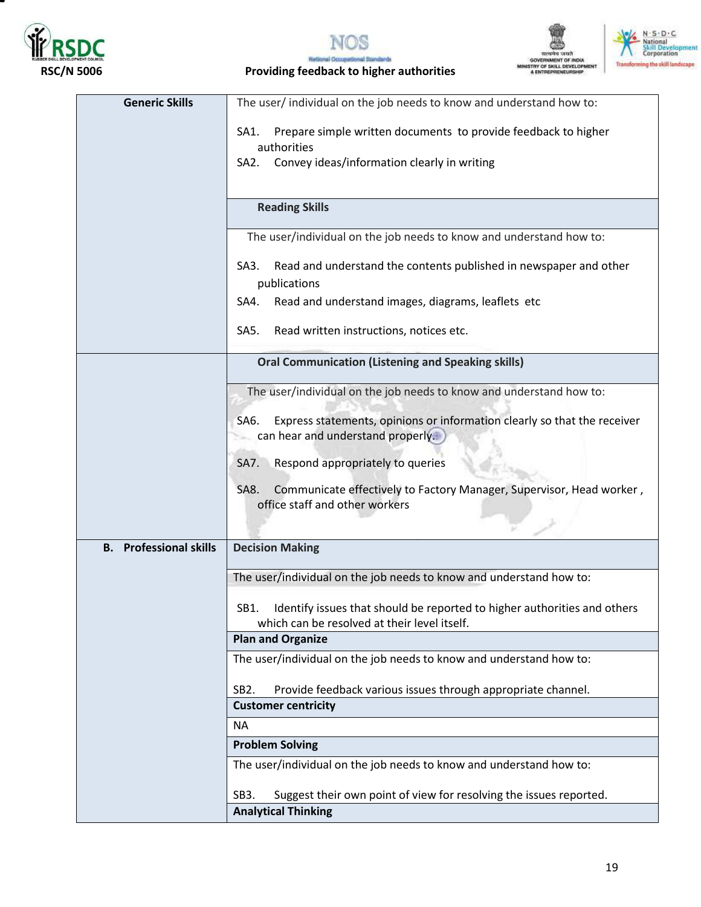| | |
|---|---|
| **Generic Skills** | The user/ individual on the job needs to know and understand how to:<br><br>SA1. Prepare simple written documents to provide feedback to higher authorities<br>SA2. Convey ideas/information clearly in writing |
| | **Reading Skills** |
| | The user/individual on the job needs to know and understand how to:<br><br>SA3. Read and understand the contents published in newspaper and other publications<br>SA4. Read and understand images, diagrams, leaflets etc<br>SA5. Read written instructions, notices etc. |
| | **Oral Communication (Listening and Speaking skills)** |
| | The user/individual on the job needs to know and understand how to:<br><br>SA6. Express statements, opinions or information clearly so that the receiver can hear and understand properly.<br>SA7. Respond appropriately to queries<br>SA8. Communicate effectively to Factory Manager, Supervisor, Head worker , office staff and other workers |
| **B. Professional skills** | **Decision Making** |
| | The user/individual on the job needs to know and understand how to:<br><br>SB1. Identify issues that should be reported to higher authorities and others which can be resolved at their level itself. |
| | **Plan and Organize** |
| | The user/individual on the job needs to know and understand how to:<br><br>SB2. Provide feedback various issues through appropriate channel. |
| | **Customer centricity** |
| | NA |
| | **Problem Solving** |
| | The user/individual on the job needs to know and understand how to:<br><br>SB3. Suggest their own point of view for resolving the issues reported. |
| | **Analytical Thinking** |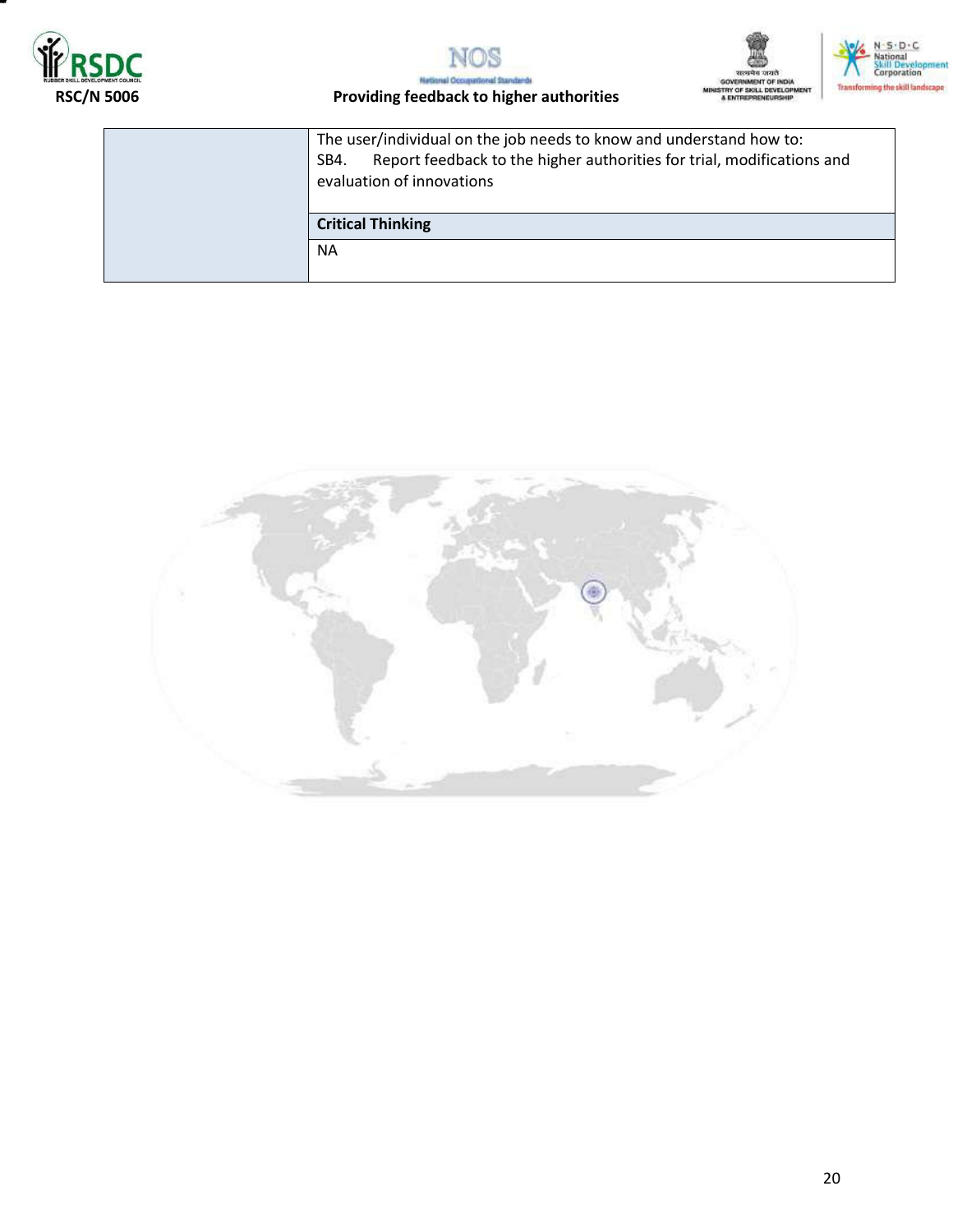|  |  |
| --- | --- |
|  | The user/individual on the job needs to know and understand how to:<br>SB4. Report feedback to the higher authorities for trial, modifications and evaluation of innovations |
|  | **Critical Thinking** |
|  | NA |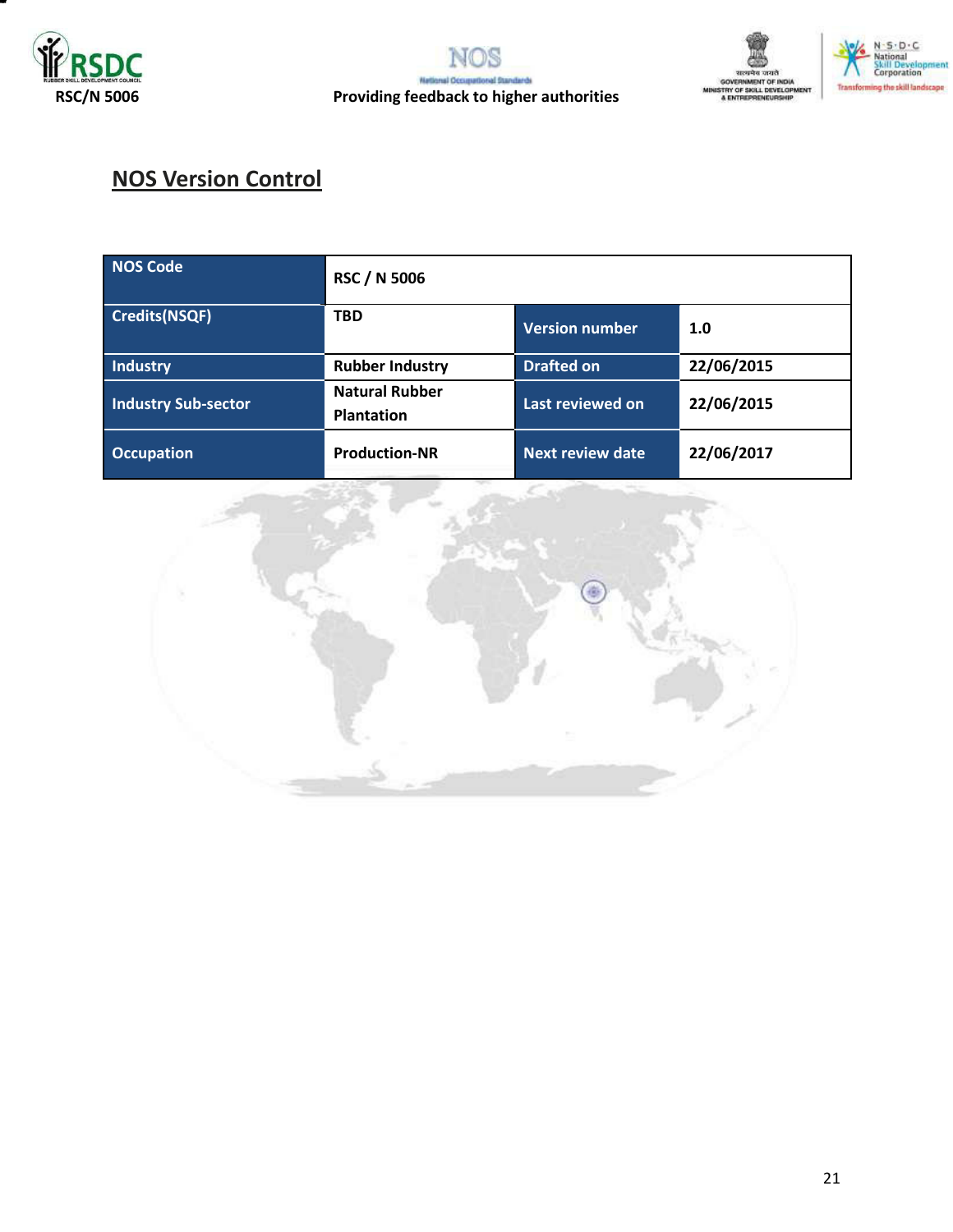## NOS Version Control

| NOS Code | RSC / N 5006 | | |
|---|---|---|---|
| Credits(NSQF) | TBD | Version number | 1.0 |
| Industry | Rubber Industry | Drafted on | 22/06/2015 |
| Industry Sub-sector | Natural Rubber Plantation | Last reviewed on | 22/06/2015 |
| Occupation | Production-NR | Next review date | 22/06/2017 |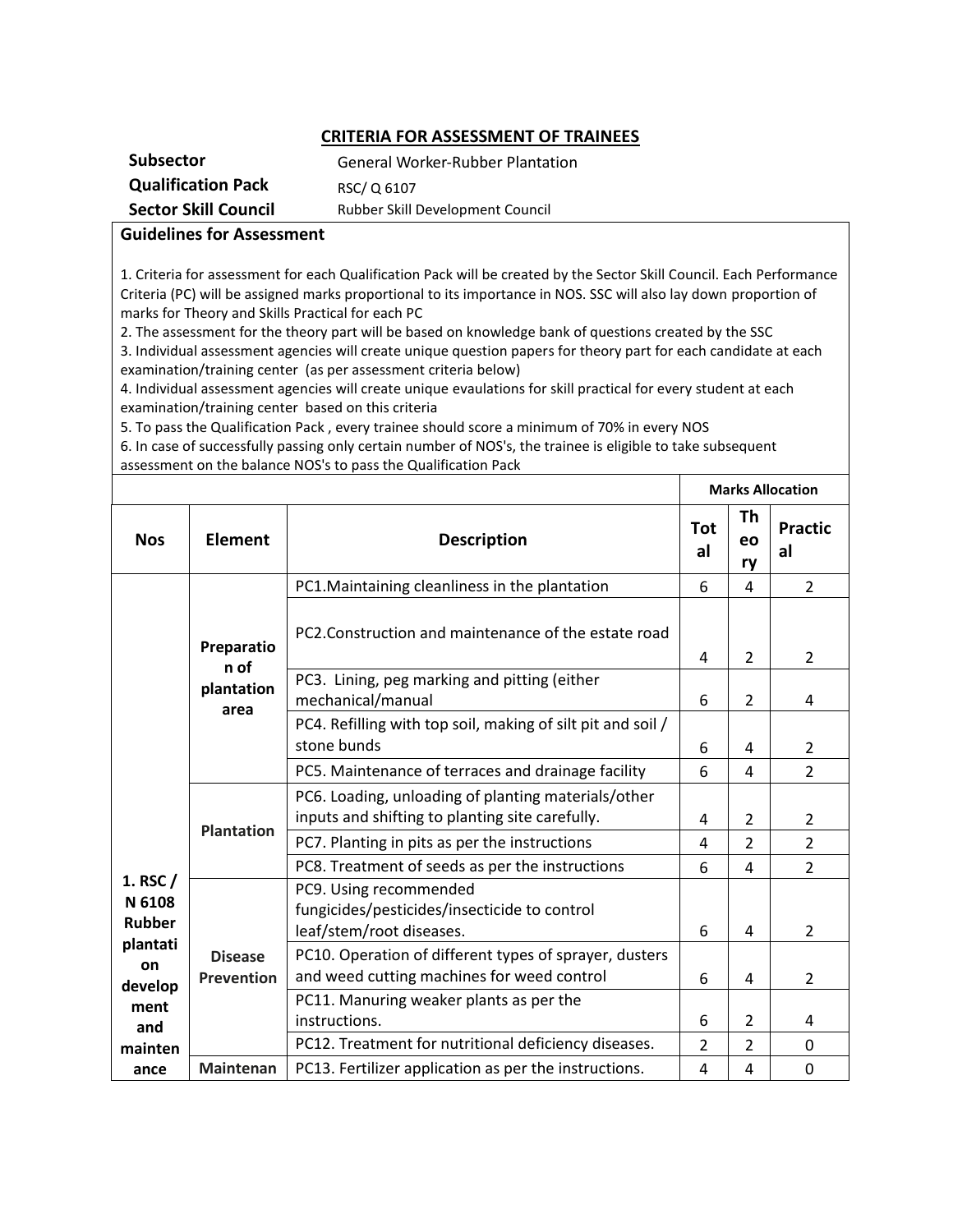## CRITERIA FOR ASSESSMENT OF TRAINEES

| | |
|---|---|
| **Subsector** | General Worker-Rubber Plantation |
| **Qualification Pack** | RSC/ Q 6107 |
| **Sector Skill Council** | Rubber Skill Development Council |

**Guidelines for Assessment**

1. Criteria for assessment for each Qualification Pack will be created by the Sector Skill Council. Each Performance Criteria (PC) will be assigned marks proportional to its importance in NOS. SSC will also lay down proportion of marks for Theory and Skills Practical for each PC
2. The assessment for the theory part will be based on knowledge bank of questions created by the SSC
3. Individual assessment agencies will create unique question papers for theory part for each candidate at each examination/training center (as per assessment criteria below)
4. Individual assessment agencies will create unique evaualations for skill practical for every student at each examination/training center based on this criteria
5. To pass the Qualification Pack , every trainee should score a minimum of 70% in every NOS
6. In case of successfully passing only certain number of NOS's, the trainee is eligible to take subsequent assessment on the balance NOS's to pass the Qualification Pack

| | | | **Marks Allocation** | | |
|---|---|---|---|---|---|
| **Nos** | **Element** | **Description** | **Total** | **Theory** | **Practical** |
| **1. RSC / N 6108 Rubber plantation development and maintenance** | **Preparation of plantation area** | PC1.Maintaining cleanliness in the plantation | 6 | 4 | 2 |
| | | PC2.Construction and maintenance of the estate road | 4 | 2 | 2 |
| | | PC3. Lining, peg marking and pitting (either mechanical/manual | 6 | 2 | 4 |
| | | PC4. Refilling with top soil, making of silt pit and soil / stone bunds | 6 | 4 | 2 |
| | | PC5. Maintenance of terraces and drainage facility | 6 | 4 | 2 |
| | **Plantation** | PC6. Loading, unloading of planting materials/other inputs and shifting to planting site carefully. | 4 | 2 | 2 |
| | | PC7. Planting in pits as per the instructions | 4 | 2 | 2 |
| | | PC8. Treatment of seeds as per the instructions | 6 | 4 | 2 |
| | **Disease Prevention** | PC9. Using recommended fungicides/pesticides/insecticide to control leaf/stem/root diseases. | 6 | 4 | 2 |
| | | PC10. Operation of different types of sprayer, dusters and weed cutting machines for weed control | 6 | 4 | 2 |
| | | PC11. Manuring weaker plants as per the instructions. | 6 | 2 | 4 |
| | | PC12. Treatment for nutritional deficiency diseases. | 2 | 2 | 0 |
| | **Maintenan** | PC13. Fertilizer application as per the instructions. | 4 | 4 | 0 |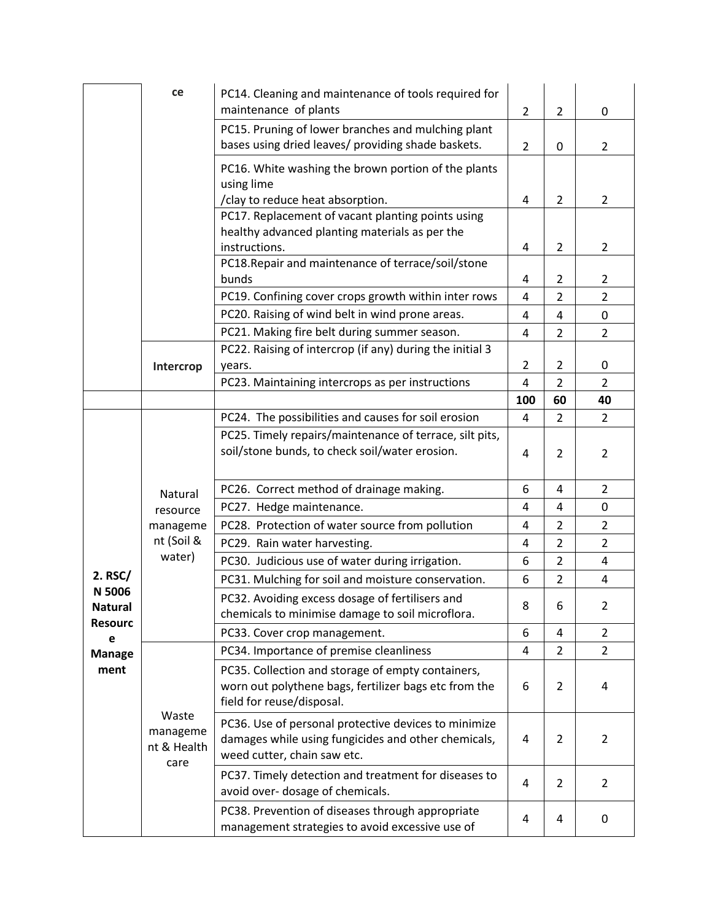| | | | | | |
|---|---|---|---|---|---|
| | ce | PC14. Cleaning and maintenance of tools required for maintenance of plants | 2 | 2 | 0 |
| | | PC15. Pruning of lower branches and mulching plant bases using dried leaves/ providing shade baskets. | 2 | 0 | 2 |
| | | PC16. White washing the brown portion of the plants using lime /clay to reduce heat absorption. | 4 | 2 | 2 |
| | | PC17. Replacement of vacant planting points using healthy advanced planting materials as per the instructions. | 4 | 2 | 2 |
| | | PC18.Repair and maintenance of terrace/soil/stone bunds | 4 | 2 | 2 |
| | | PC19. Confining cover crops growth within inter rows | 4 | 2 | 2 |
| | | PC20. Raising of wind belt in wind prone areas. | 4 | 4 | 0 |
| | | PC21. Making fire belt during summer season. | 4 | 2 | 2 |
| | **Intercrop** | PC22. Raising of intercrop (if any) during the initial 3 years. | 2 | 2 | 0 |
| | | PC23. Maintaining intercrops as per instructions | 4 | 2 | 2 |
| | | | **100** | **60** | **40** |
| **2. RSC/ N 5006 Natural Resource Management** | Natural resource management (Soil & water) | PC24. The possibilities and causes for soil erosion | 4 | 2 | 2 |
| | | PC25. Timely repairs/maintenance of terrace, silt pits, soil/stone bunds, to check soil/water erosion. | 4 | 2 | 2 |
| | | PC26. Correct method of drainage making. | 6 | 4 | 2 |
| | | PC27. Hedge maintenance. | 4 | 4 | 0 |
| | | PC28. Protection of water source from pollution | 4 | 2 | 2 |
| | | PC29. Rain water harvesting. | 4 | 2 | 2 |
| | | PC30. Judicious use of water during irrigation. | 6 | 2 | 4 |
| | | PC31. Mulching for soil and moisture conservation. | 6 | 2 | 4 |
| | | PC32. Avoiding excess dosage of fertilisers and chemicals to minimise damage to soil microflora. | 8 | 6 | 2 |
| | | PC33. Cover crop management. | 6 | 4 | 2 |
| | Waste management & Health care | PC34. Importance of premise cleanliness | 4 | 2 | 2 |
| | | PC35. Collection and storage of empty containers, worn out polythene bags, fertilizer bags etc from the field for reuse/disposal. | 6 | 2 | 4 |
| | | PC36. Use of personal protective devices to minimize damages while using fungicides and other chemicals, weed cutter, chain saw etc. | 4 | 2 | 2 |
| | | PC37. Timely detection and treatment for diseases to avoid over- dosage of chemicals. | 4 | 2 | 2 |
| | | PC38. Prevention of diseases through appropriate management strategies to avoid excessive use of | 4 | 4 | 0 |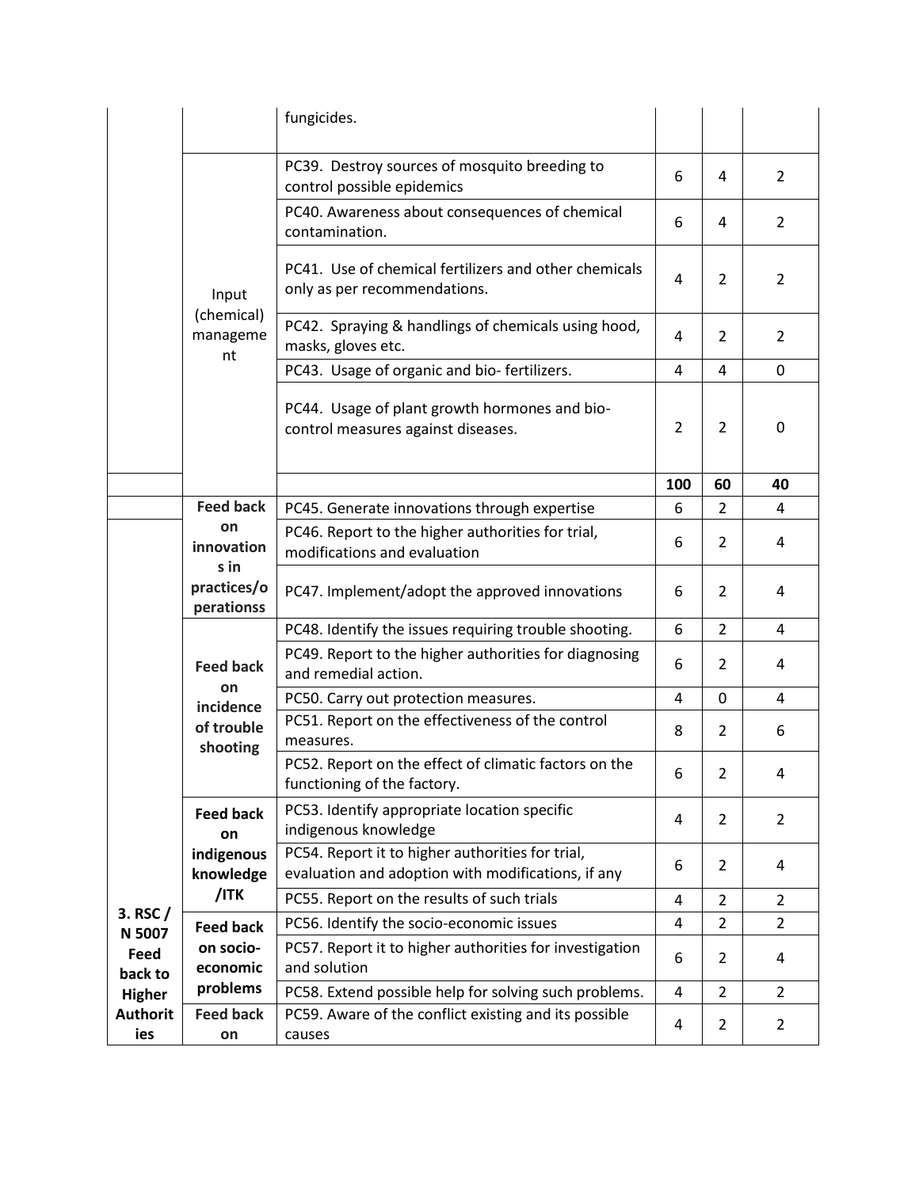| | | | | | |
|---|---|---|---|---|---|
| | | fungicides. | | | |
| | Input (chemical) management | PC39. Destroy sources of mosquito breeding to control possible epidemics | 6 | 4 | 2 |
| | | PC40. Awareness about consequences of chemical contamination. | 6 | 4 | 2 |
| | | PC41. Use of chemical fertilizers and other chemicals only as per recommendations. | 4 | 2 | 2 |
| | | PC42. Spraying & handlings of chemicals using hood, masks, gloves etc. | 4 | 2 | 2 |
| | | PC43. Usage of organic and bio- fertilizers. | 4 | 4 | 0 |
| | | PC44. Usage of plant growth hormones and bio-control measures against diseases. | 2 | 2 | 0 |
| | | | **100** | **60** | **40** |
| | **Feed back on innovations in practices/operationss** | PC45. Generate innovations through expertise | 6 | 2 | 4 |
| **3. RSC / N 5007 Feed back to Higher Authorities** | | PC46. Report to the higher authorities for trial, modifications and evaluation | 6 | 2 | 4 |
| | | PC47. Implement/adopt the approved innovations | 6 | 2 | 4 |
| | **Feed back on incidence of trouble shooting** | PC48. Identify the issues requiring trouble shooting. | 6 | 2 | 4 |
| | | PC49. Report to the higher authorities for diagnosing and remedial action. | 6 | 2 | 4 |
| | | PC50. Carry out protection measures. | 4 | 0 | 4 |
| | | PC51. Report on the effectiveness of the control measures. | 8 | 2 | 6 |
| | | PC52. Report on the effect of climatic factors on the functioning of the factory. | 6 | 2 | 4 |
| | **Feed back on indigenous knowledge /ITK** | PC53. Identify appropriate location specific indigenous knowledge | 4 | 2 | 2 |
| | | PC54. Report it to higher authorities for trial, evaluation and adoption with modifications, if any | 6 | 2 | 4 |
| | | PC55. Report on the results of such trials | 4 | 2 | 2 |
| | **Feed back on socio-economic problems** | PC56. Identify the socio-economic issues | 4 | 2 | 2 |
| | | PC57. Report it to higher authorities for investigation and solution | 6 | 2 | 4 |
| | | PC58. Extend possible help for solving such problems. | 4 | 2 | 2 |
| | **Feed back on** | PC59. Aware of the conflict existing and its possible causes | 4 | 2 | 2 |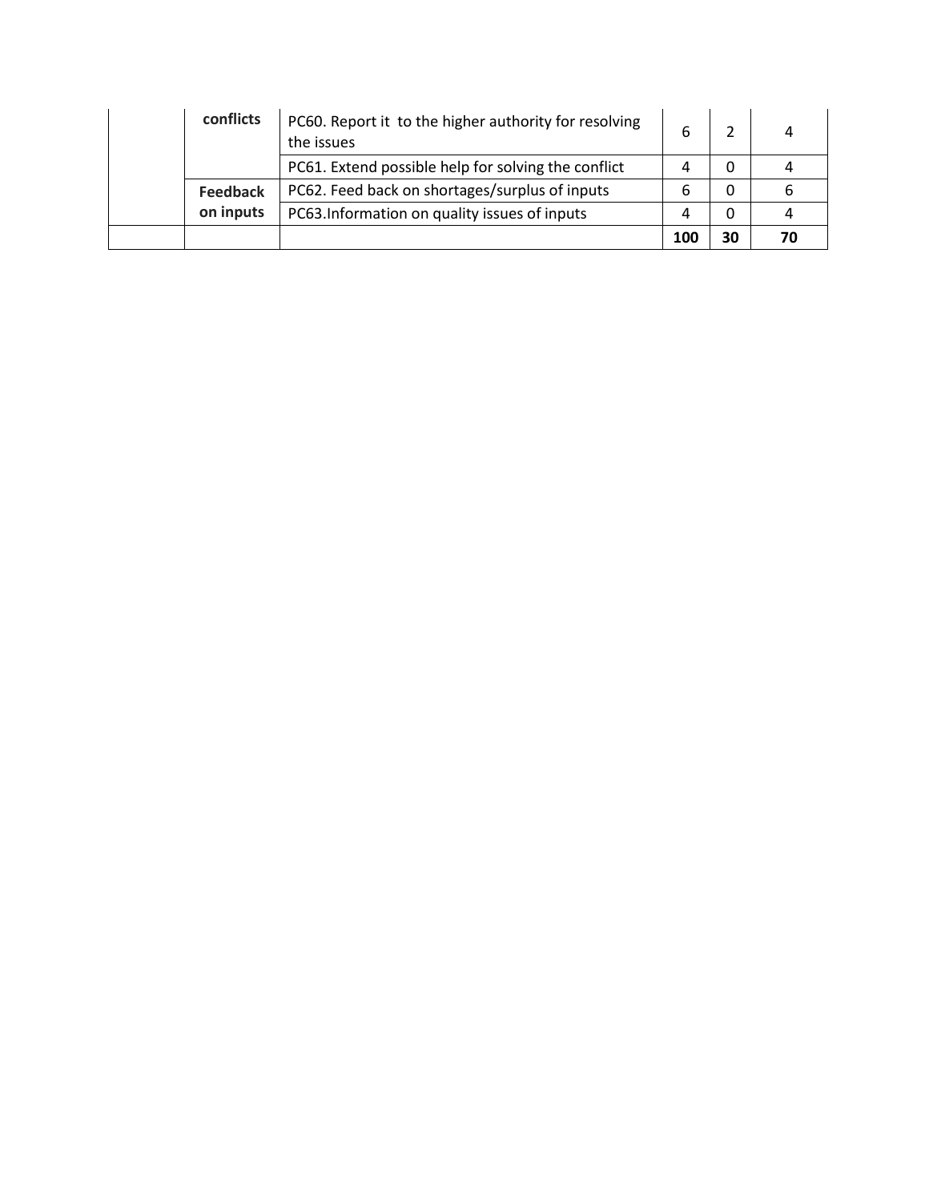| | | | | | |
|---|---|---|---|---|---|
| | **conflicts** | PC60. Report it to the higher authority for resolving the issues | 6 | 2 | 4 |
| | | PC61. Extend possible help for solving the conflict | 4 | 0 | 4 |
| | **Feedback on inputs** | PC62. Feed back on shortages/surplus of inputs | 6 | 0 | 6 |
| | | PC63.Information on quality issues of inputs | 4 | 0 | 4 |
| | | | **100** | **30** | **70** |